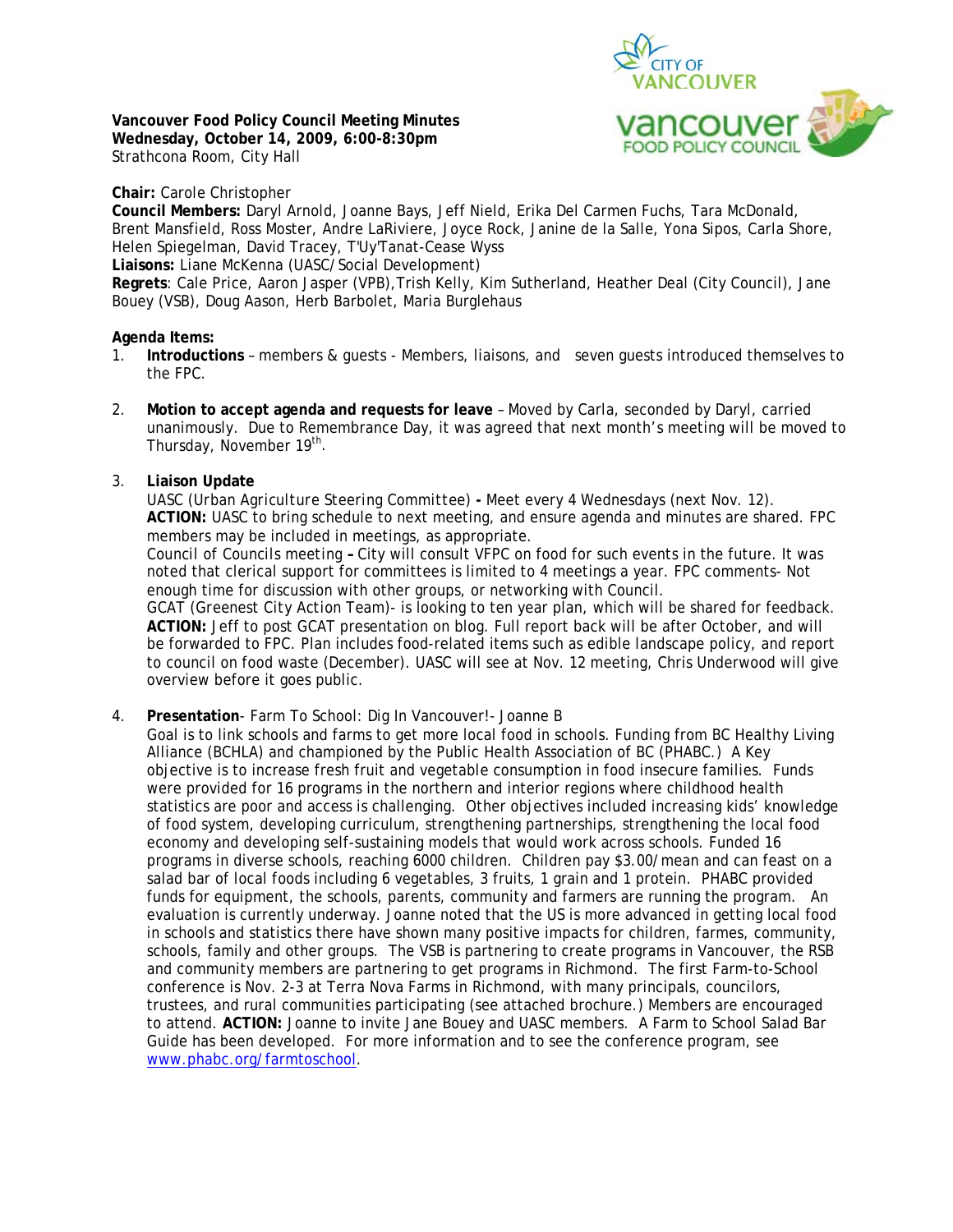**Vancouver Food Policy Council Meeting Minutes**
**Wednesday, October 14, 2009, 6:00-8:30pm**
Strathcona Room, City Hall

**Chair:** Carole Christopher
**Council Members:** Daryl Arnold, Joanne Bays, Jeff Nield, Erika Del Carmen Fuchs, Tara McDonald, Brent Mansfield, Ross Moster, Andre LaRiviere, Joyce Rock, Janine de la Salle, Yona Sipos, Carla Shore, Helen Spiegelman, David Tracey, T'Uy'Tanat-Cease Wyss
**Liaisons:** Liane McKenna (UASC/Social Development)
**Regrets**: Cale Price, Aaron Jasper (VPB), Trish Kelly, Kim Sutherland, Heather Deal (City Council), Jane Bouey (VSB), Doug Aason, Herb Barbolet, Maria Burglehaus

**Agenda Items:**

1. **Introductions** – members & guests - Members, liaisons, and seven guests introduced themselves to the FPC.

2. **Motion to accept agenda and requests for leave** – Moved by Carla, seconded by Daryl, carried unanimously. Due to Remembrance Day, it was agreed that next month's meeting will be moved to Thursday, November 19th.

3. **Liaison Update**
   UASC (Urban Agriculture Steering Committee) **-** Meet every 4 Wednesdays (next Nov. 12). **ACTION:** UASC to bring schedule to next meeting, and ensure agenda and minutes are shared. FPC members may be included in meetings, as appropriate.
   Council of Councils meeting **–** City will consult VFPC on food for such events in the future. It was noted that clerical support for committees is limited to 4 meetings a year. FPC comments- Not enough time for discussion with other groups, or networking with Council.
   GCAT (Greenest City Action Team)- is looking to ten year plan, which will be shared for feedback. **ACTION:** Jeff to post GCAT presentation on blog. Full report back will be after October, and will be forwarded to FPC. Plan includes food-related items such as edible landscape policy, and report to council on food waste (December). UASC will see at Nov. 12 meeting, Chris Underwood will give overview before it goes public.

4. **Presentation**- Farm To School: Dig In Vancouver!- Joanne B
   Goal is to link schools and farms to get more local food in schools. Funding from BC Healthy Living Alliance (BCHLA) and championed by the Public Health Association of BC (PHABC.) A Key objective is to increase fresh fruit and vegetable consumption in food insecure families. Funds were provided for 16 programs in the northern and interior regions where childhood health statistics are poor and access is challenging. Other objectives included increasing kids' knowledge of food system, developing curriculum, strengthening partnerships, strengthening the local food economy and developing self-sustaining models that would work across schools. Funded 16 programs in diverse schools, reaching 6000 children. Children pay $3.00/mean and can feast on a salad bar of local foods including 6 vegetables, 3 fruits, 1 grain and 1 protein. PHABC provided funds for equipment, the schools, parents, community and farmers are running the program. An evaluation is currently underway. Joanne noted that the US is more advanced in getting local food in schools and statistics there have shown many positive impacts for children, farmes, community, schools, family and other groups. The VSB is partnering to create programs in Vancouver, the RSB and community members are partnering to get programs in Richmond. The first Farm-to-School conference is Nov. 2-3 at Terra Nova Farms in Richmond, with many principals, councilors, trustees, and rural communities participating (see attached brochure.) Members are encouraged to attend. **ACTION:** Joanne to invite Jane Bouey and UASC members. A Farm to School Salad Bar Guide has been developed. For more information and to see the conference program, see www.phabc.org/farmtoschool.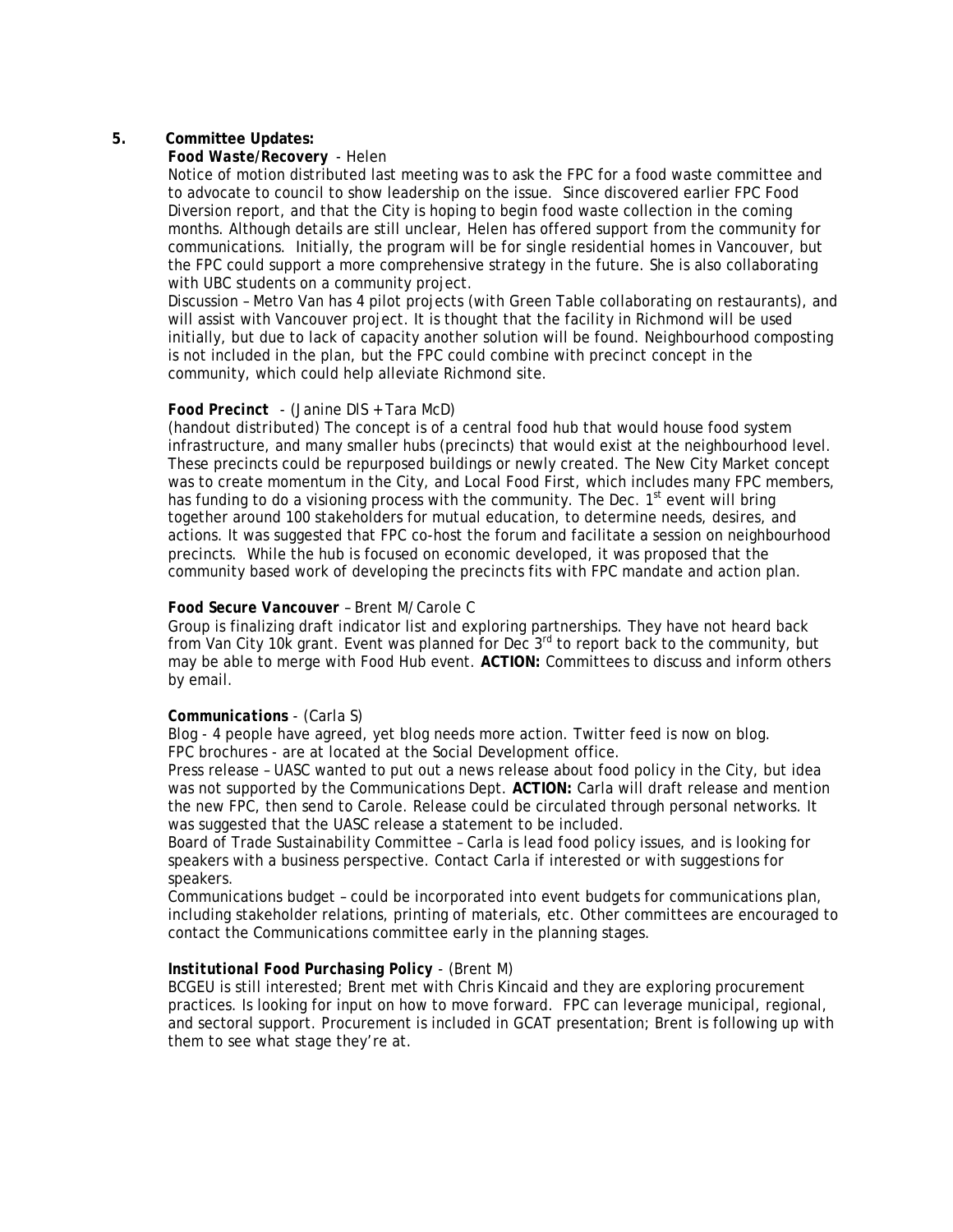**5. Committee Updates:**

***Food Waste/Recovery*** - Helen

Notice of motion distributed last meeting was to ask the FPC for a food waste committee and to advocate to council to show leadership on the issue. Since discovered earlier FPC Food Diversion report, and that the City is hoping to begin food waste collection in the coming months. Although details are still unclear, Helen has offered support from the community for communications. Initially, the program will be for single residential homes in Vancouver, but the FPC could support a more comprehensive strategy in the future. She is also collaborating with UBC students on a community project.

Discussion – Metro Van has 4 pilot projects (with Green Table collaborating on restaurants), and will assist with Vancouver project. It is thought that the facility in Richmond will be used initially, but due to lack of capacity another solution will be found. Neighbourhood composting is not included in the plan, but the FPC could combine with precinct concept in the community, which could help alleviate Richmond site.

***Food Precinct*** - (Janine DIS + Tara McD)

(handout distributed) The concept is of a central food hub that would house food system infrastructure, and many smaller hubs (precincts) that would exist at the neighbourhood level. These precincts could be repurposed buildings or newly created. The New City Market concept was to create momentum in the City, and Local Food First, which includes many FPC members, has funding to do a visioning process with the community. The Dec. 1st event will bring together around 100 stakeholders for mutual education, to determine needs, desires, and actions. It was suggested that FPC co-host the forum and facilitate a session on neighbourhood precincts. While the hub is focused on economic developed, it was proposed that the community based work of developing the precincts fits with FPC mandate and action plan.

***Food Secure Vancouver*** – Brent M/Carole C

Group is finalizing draft indicator list and exploring partnerships. They have not heard back from Van City 10k grant. Event was planned for Dec 3rd to report back to the community, but may be able to merge with Food Hub event. **ACTION:** Committees to discuss and inform others by email.

***Communications*** - (Carla S)

Blog - 4 people have agreed, yet blog needs more action. Twitter feed is now on blog.
FPC brochures - are at located at the Social Development office.

Press release – UASC wanted to put out a news release about food policy in the City, but idea was not supported by the Communications Dept. **ACTION:** Carla will draft release and mention the new FPC, then send to Carole. Release could be circulated through personal networks. It was suggested that the UASC release a statement to be included.

Board of Trade Sustainability Committee – Carla is lead food policy issues, and is looking for speakers with a business perspective. Contact Carla if interested or with suggestions for speakers.

Communications budget – could be incorporated into event budgets for communications plan, including stakeholder relations, printing of materials, etc. Other committees are encouraged to contact the Communications committee early in the planning stages.

***Institutional Food Purchasing Policy*** - (Brent M)

BCGEU is still interested; Brent met with Chris Kincaid and they are exploring procurement practices. Is looking for input on how to move forward. FPC can leverage municipal, regional, and sectoral support. Procurement is included in GCAT presentation; Brent is following up with them to see what stage they're at.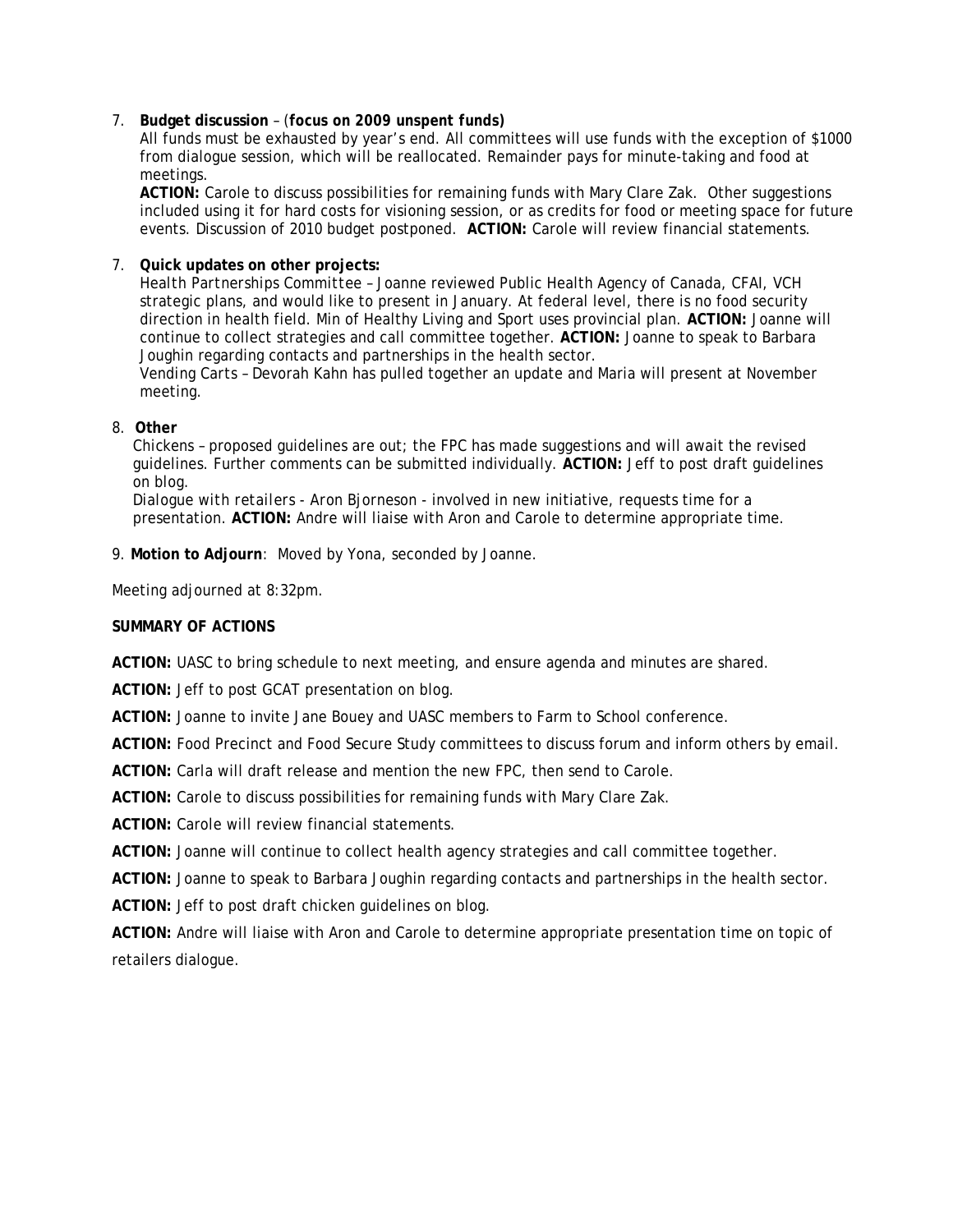7. **Budget discussion** – (**focus on 2009 unspent funds)**
   All funds must be exhausted by year's end. All committees will use funds with the exception of $1000 from dialogue session, which will be reallocated. Remainder pays for minute-taking and food at meetings.
   **ACTION:** Carole to discuss possibilities for remaining funds with Mary Clare Zak. Other suggestions included using it for hard costs for visioning session, or as credits for food or meeting space for future events. Discussion of 2010 budget postponed. **ACTION:** Carole will review financial statements.

7. **Quick updates on other projects:**
   Health Partnerships Committee – Joanne reviewed Public Health Agency of Canada, CFAI, VCH strategic plans, and would like to present in January. At federal level, there is no food security direction in health field. Min of Healthy Living and Sport uses provincial plan. **ACTION:** Joanne will continue to collect strategies and call committee together. **ACTION:** Joanne to speak to Barbara Joughin regarding contacts and partnerships in the health sector.
   Vending Carts – Devorah Kahn has pulled together an update and Maria will present at November meeting.

8. **Other**
   Chickens – proposed guidelines are out; the FPC has made suggestions and will await the revised guidelines. Further comments can be submitted individually. **ACTION:** Jeff to post draft guidelines on blog.
   Dialogue with retailers - Aron Bjorneson - involved in new initiative, requests time for a presentation. **ACTION:** Andre will liaise with Aron and Carole to determine appropriate time.

9. **Motion to Adjourn**: Moved by Yona, seconded by Joanne.

Meeting adjourned at 8:32pm.

**SUMMARY OF ACTIONS**

**ACTION:** UASC to bring schedule to next meeting, and ensure agenda and minutes are shared.

**ACTION:** Jeff to post GCAT presentation on blog.

**ACTION:** Joanne to invite Jane Bouey and UASC members to Farm to School conference.

**ACTION:** Food Precinct and Food Secure Study committees to discuss forum and inform others by email.

**ACTION:** Carla will draft release and mention the new FPC, then send to Carole.

**ACTION:** Carole to discuss possibilities for remaining funds with Mary Clare Zak.

**ACTION:** Carole will review financial statements.

**ACTION:** Joanne will continue to collect health agency strategies and call committee together.

**ACTION:** Joanne to speak to Barbara Joughin regarding contacts and partnerships in the health sector.

**ACTION:** Jeff to post draft chicken guidelines on blog.

**ACTION:** Andre will liaise with Aron and Carole to determine appropriate presentation time on topic of retailers dialogue.